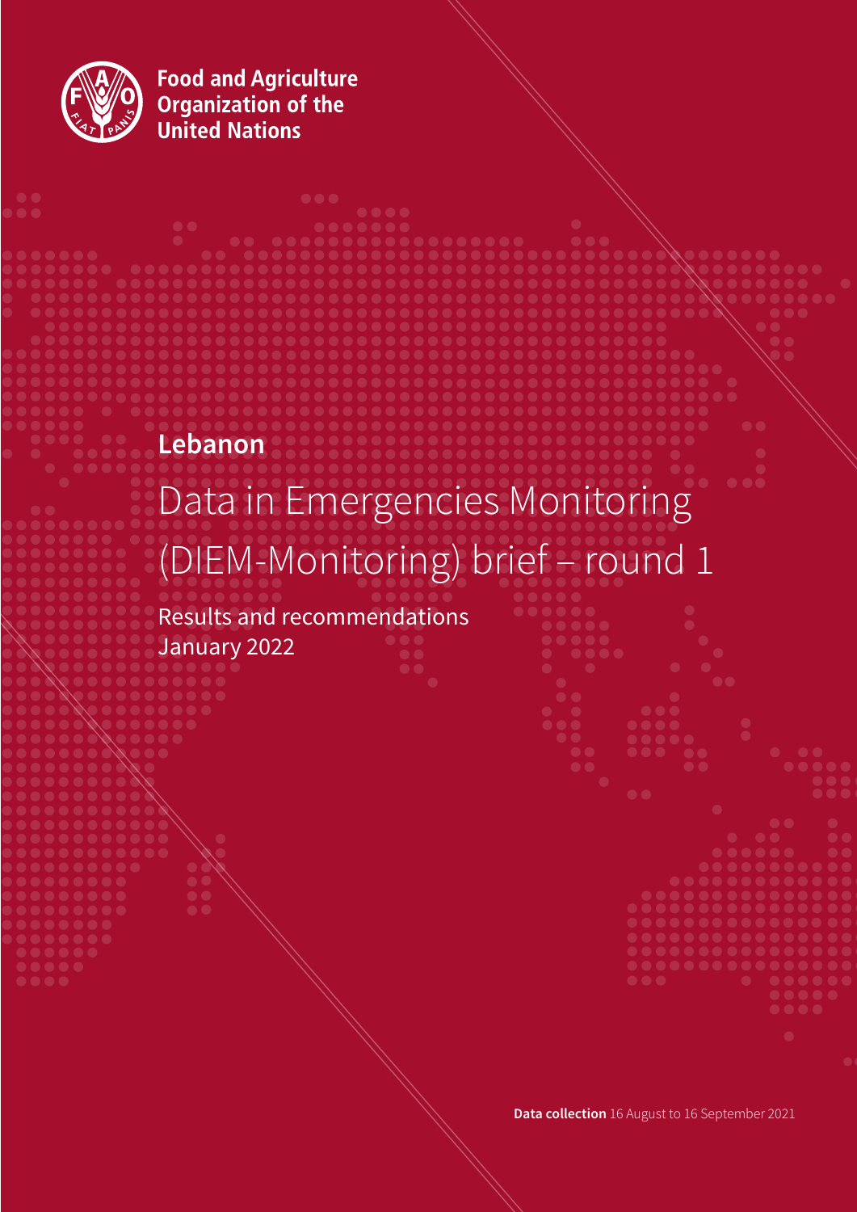Food and Agriculture Organization of the United Nations

**Lebanon**

# Data in Emergencies Monitoring (DIEM-Monitoring) brief – round 1

Results and recommendations
January 2022

**Data collection** 16 August to 16 September 2021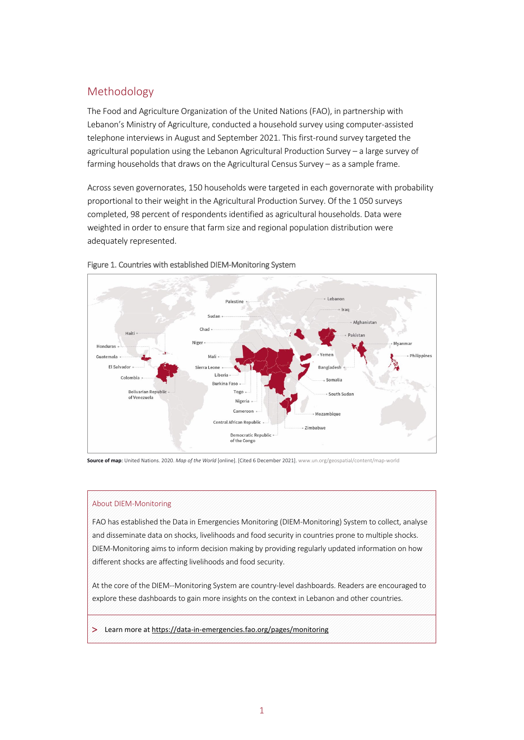## Methodology

The Food and Agriculture Organization of the United Nations (FAO), in partnership with Lebanon's Ministry of Agriculture, conducted a household survey using computer-assisted telephone interviews in August and September 2021. This first-round survey targeted the agricultural population using the Lebanon Agricultural Production Survey – a large survey of farming households that draws on the Agricultural Census Survey – as a sample frame.

Across seven governorates, 150 households were targeted in each governorate with probability proportional to their weight in the Agricultural Production Survey. Of the 1 050 surveys completed, 98 percent of respondents identified as agricultural households. Data were weighted in order to ensure that farm size and regional population distribution were adequately represented.

Figure 1. Countries with established DIEM-Monitoring System

**Source of map**: United Nations. 2020. *Map of the World* [online]. [Cited 6 December 2021]. www.un.org/geospatial/content/map-world

### About DIEM-Monitoring

FAO has established the Data in Emergencies Monitoring (DIEM-Monitoring) System to collect, analyse and disseminate data on shocks, livelihoods and food security in countries prone to multiple shocks. DIEM-Monitoring aims to inform decision making by providing regularly updated information on how different shocks are affecting livelihoods and food security.

At the core of the DIEM--Monitoring System are country-level dashboards. Readers are encouraged to explore these dashboards to gain more insights on the context in Lebanon and other countries.

> Learn more at https://data-in-emergencies.fao.org/pages/monitoring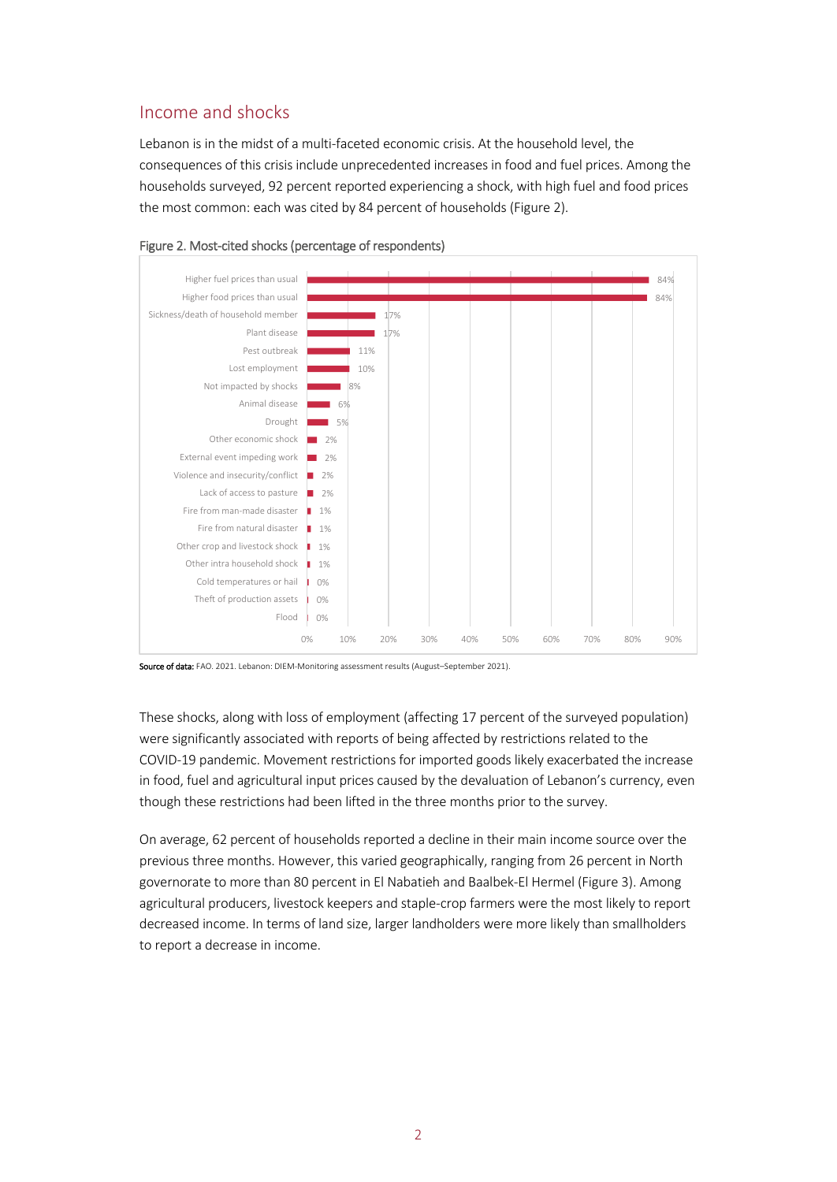## Income and shocks

Lebanon is in the midst of a multi-faceted economic crisis. At the household level, the consequences of this crisis include unprecedented increases in food and fuel prices. Among the households surveyed, 92 percent reported experiencing a shock, with high fuel and food prices the most common: each was cited by 84 percent of households (Figure 2).

Figure 2. Most-cited shocks (percentage of respondents)

| Shock | Percentage of respondents |
|---|---|
| Higher fuel prices than usual | 84% |
| Higher food prices than usual | 84% |
| Sickness/death of household member | 17% |
| Plant disease | 17% |
| Pest outbreak | 11% |
| Lost employment | 10% |
| Not impacted by shocks | 8% |
| Animal disease | 6% |
| Drought | 5% |
| Other economic shock | 2% |
| External event impeding work | 2% |
| Violence and insecurity/conflict | 2% |
| Lack of access to pasture | 2% |
| Fire from man-made disaster | 1% |
| Fire from natural disaster | 1% |
| Other crop and livestock shock | 1% |
| Other intra household shock | 1% |
| Cold temperatures or hail | 0% |
| Theft of production assets | 0% |
| Flood | 0% |

**Source of data:** FAO. 2021. Lebanon: DIEM-Monitoring assessment results (August–September 2021).

These shocks, along with loss of employment (affecting 17 percent of the surveyed population) were significantly associated with reports of being affected by restrictions related to the COVID-19 pandemic. Movement restrictions for imported goods likely exacerbated the increase in food, fuel and agricultural input prices caused by the devaluation of Lebanon's currency, even though these restrictions had been lifted in the three months prior to the survey.

On average, 62 percent of households reported a decline in their main income source over the previous three months. However, this varied geographically, ranging from 26 percent in North governorate to more than 80 percent in El Nabatieh and Baalbek-El Hermel (Figure 3). Among agricultural producers, livestock keepers and staple-crop farmers were the most likely to report decreased income. In terms of land size, larger landholders were more likely than smallholders to report a decrease in income.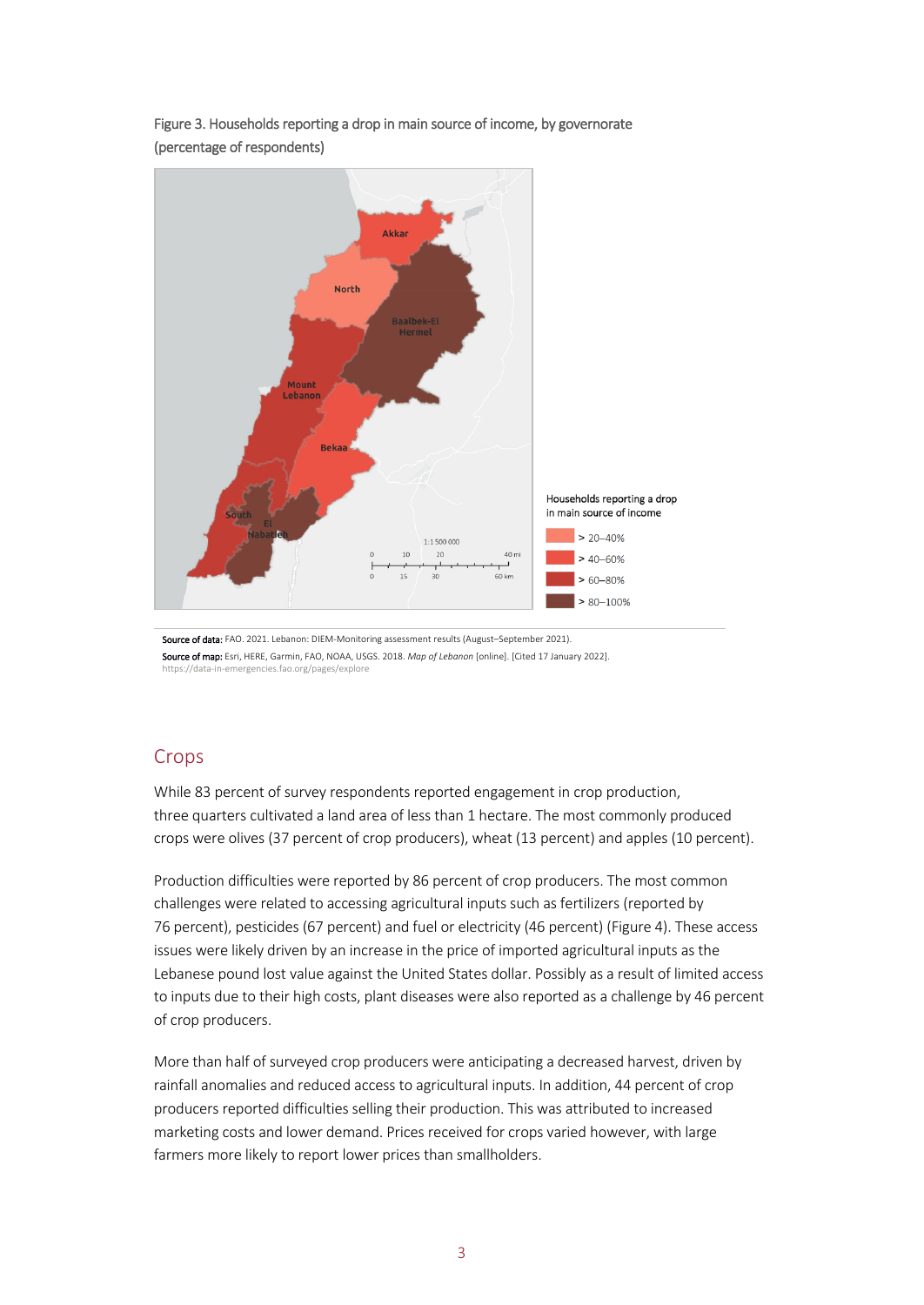Figure 3. Households reporting a drop in main source of income, by governorate (percentage of respondents)

**Source of data:** FAO. 2021. Lebanon: DIEM-Monitoring assessment results (August–September 2021).
**Source of map:** Esri, HERE, Garmin, FAO, NOAA, USGS. 2018. *Map of Lebanon* [online]. [Cited 17 January 2022]. https://data-in-emergencies.fao.org/pages/explore

## Crops

While 83 percent of survey respondents reported engagement in crop production, three quarters cultivated a land area of less than 1 hectare. The most commonly produced crops were olives (37 percent of crop producers), wheat (13 percent) and apples (10 percent).

Production difficulties were reported by 86 percent of crop producers. The most common challenges were related to accessing agricultural inputs such as fertilizers (reported by 76 percent), pesticides (67 percent) and fuel or electricity (46 percent) (Figure 4). These access issues were likely driven by an increase in the price of imported agricultural inputs as the Lebanese pound lost value against the United States dollar. Possibly as a result of limited access to inputs due to their high costs, plant diseases were also reported as a challenge by 46 percent of crop producers.

More than half of surveyed crop producers were anticipating a decreased harvest, driven by rainfall anomalies and reduced access to agricultural inputs. In addition, 44 percent of crop producers reported difficulties selling their production. This was attributed to increased marketing costs and lower demand. Prices received for crops varied however, with large farmers more likely to report lower prices than smallholders.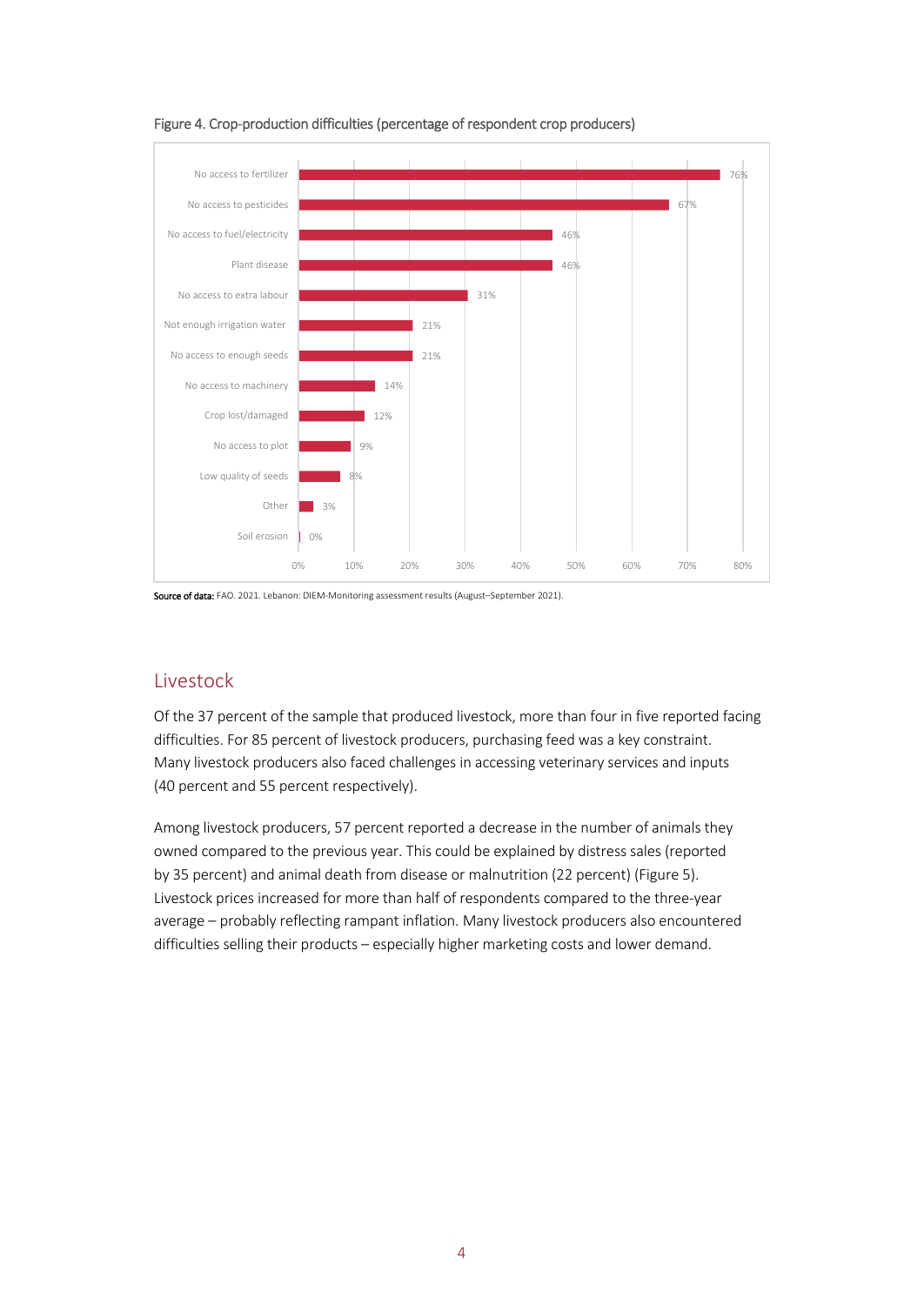Figure 4. Crop-production difficulties (percentage of respondent crop producers)

| Difficulty | Percentage |
|---|---|
| No access to fertilizer | 76% |
| No access to pesticides | 67% |
| No access to fuel/electricity | 46% |
| Plant disease | 46% |
| No access to extra labour | 31% |
| Not enough irrigation water | 21% |
| No access to enough seeds | 21% |
| No access to machinery | 14% |
| Crop lost/damaged | 12% |
| No access to plot | 9% |
| Low quality of seeds | 8% |
| Other | 3% |
| Soil erosion | 0% |

**Source of data:** FAO. 2021. Lebanon: DIEM-Monitoring assessment results (August–September 2021).

## Livestock

Of the 37 percent of the sample that produced livestock, more than four in five reported facing difficulties. For 85 percent of livestock producers, purchasing feed was a key constraint. Many livestock producers also faced challenges in accessing veterinary services and inputs (40 percent and 55 percent respectively).

Among livestock producers, 57 percent reported a decrease in the number of animals they owned compared to the previous year. This could be explained by distress sales (reported by 35 percent) and animal death from disease or malnutrition (22 percent) (Figure 5). Livestock prices increased for more than half of respondents compared to the three-year average – probably reflecting rampant inflation. Many livestock producers also encountered difficulties selling their products – especially higher marketing costs and lower demand.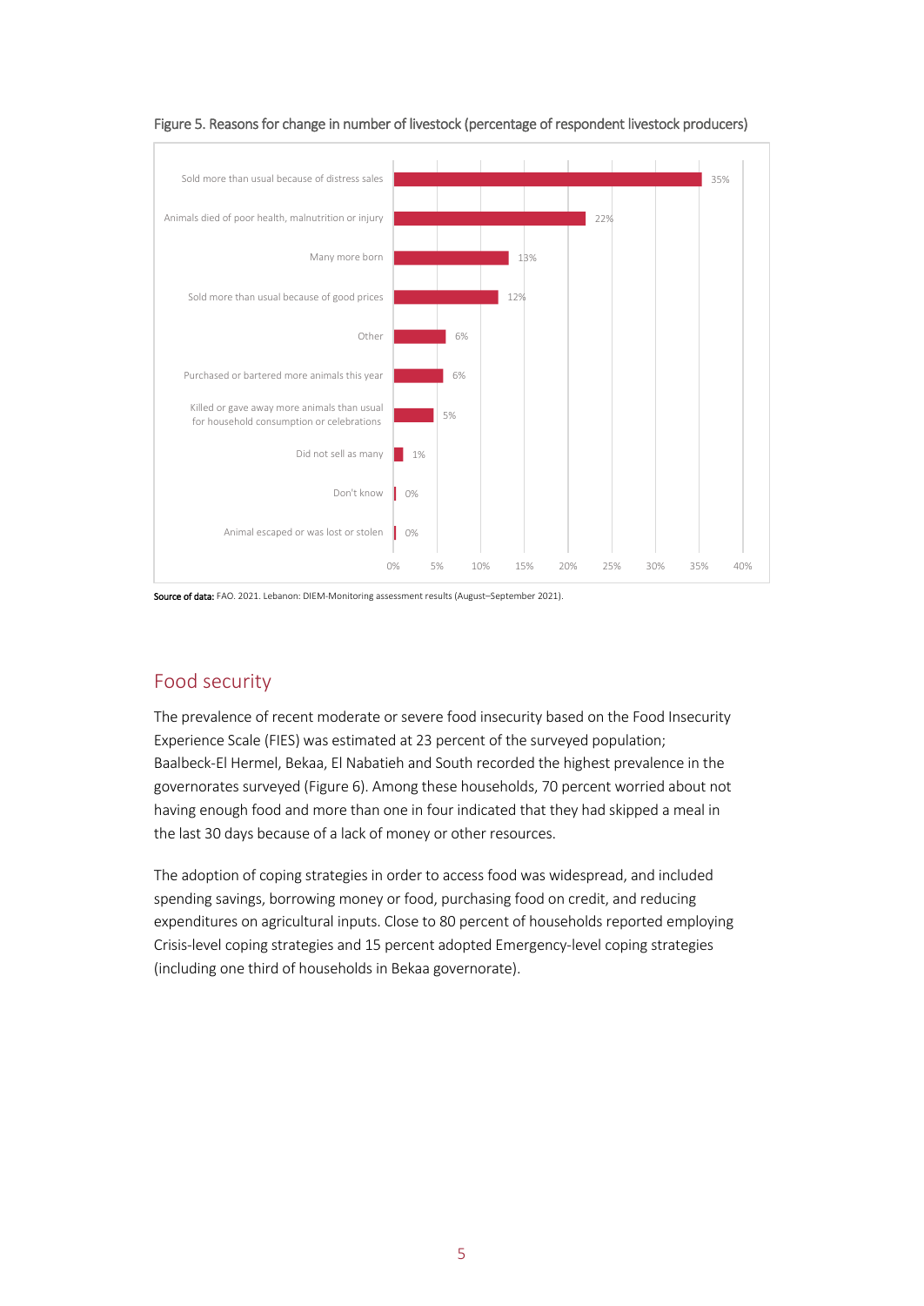Figure 5. Reasons for change in number of livestock (percentage of respondent livestock producers)

| Reason | Percentage |
|---|---|
| Sold more than usual because of distress sales | 35% |
| Animals died of poor health, malnutrition or injury | 22% |
| Many more born | 13% |
| Sold more than usual because of good prices | 12% |
| Other | 6% |
| Purchased or bartered more animals this year | 6% |
| Killed or gave away more animals than usual for household consumption or celebrations | 5% |
| Did not sell as many | 1% |
| Don't know | 0% |
| Animal escaped or was lost or stolen | 0% |

**Source of data:** FAO. 2021. Lebanon: DIEM-Monitoring assessment results (August–September 2021).

## Food security

The prevalence of recent moderate or severe food insecurity based on the Food Insecurity Experience Scale (FIES) was estimated at 23 percent of the surveyed population; Baalbeck-El Hermel, Bekaa, El Nabatieh and South recorded the highest prevalence in the governorates surveyed (Figure 6). Among these households, 70 percent worried about not having enough food and more than one in four indicated that they had skipped a meal in the last 30 days because of a lack of money or other resources.

The adoption of coping strategies in order to access food was widespread, and included spending savings, borrowing money or food, purchasing food on credit, and reducing expenditures on agricultural inputs. Close to 80 percent of households reported employing Crisis-level coping strategies and 15 percent adopted Emergency-level coping strategies (including one third of households in Bekaa governorate).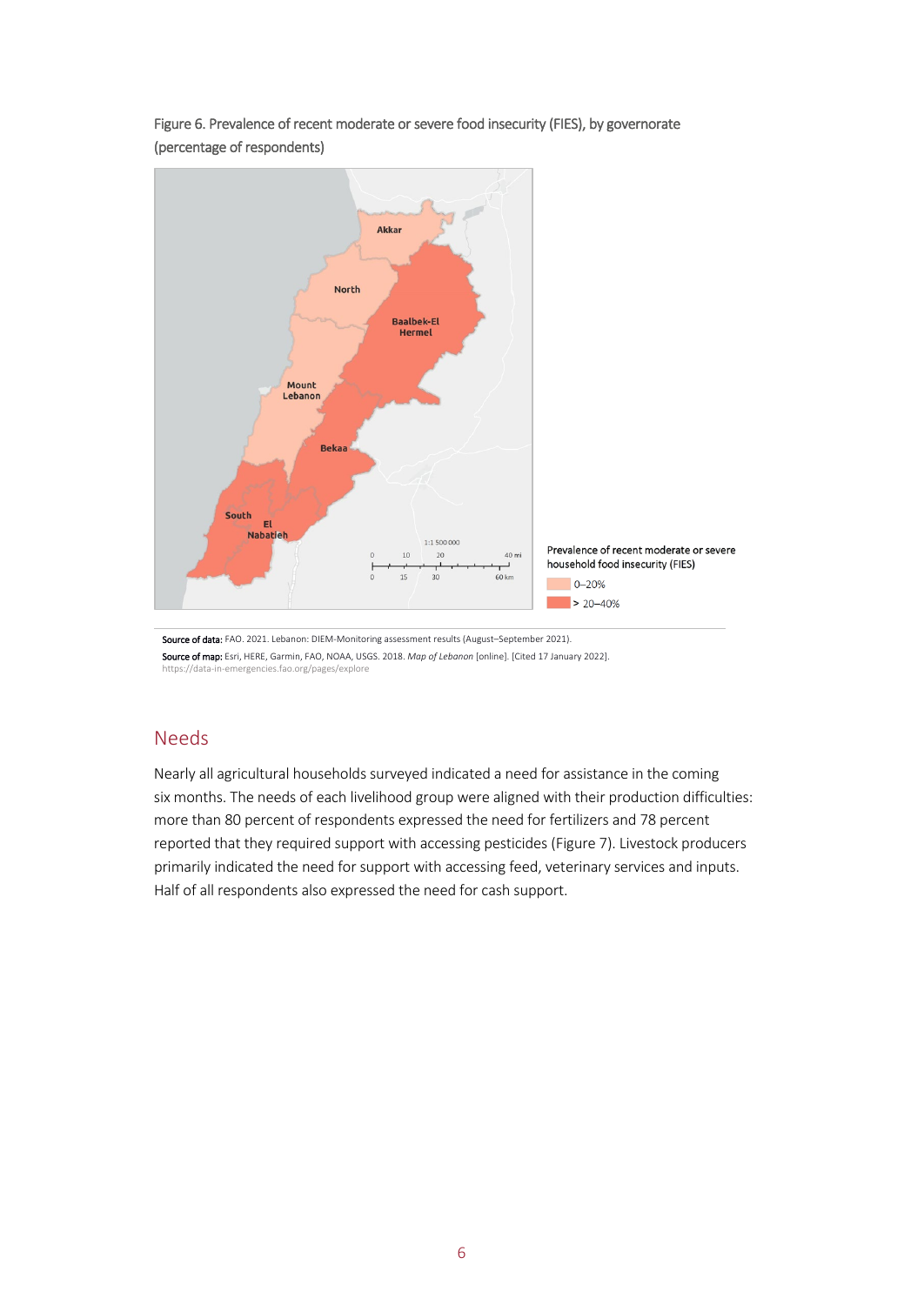Figure 6. Prevalence of recent moderate or severe food insecurity (FIES), by governorate (percentage of respondents)

Prevalence of recent moderate or severe household food insecurity (FIES)

- 0–20%
- > 20–40%

**Source of data:** FAO. 2021. Lebanon: DIEM-Monitoring assessment results (August–September 2021).

**Source of map:** Esri, HERE, Garmin, FAO, NOAA, USGS. 2018. *Map of Lebanon* [online]. [Cited 17 January 2022]. https://data-in-emergencies.fao.org/pages/explore

## Needs

Nearly all agricultural households surveyed indicated a need for assistance in the coming six months. The needs of each livelihood group were aligned with their production difficulties: more than 80 percent of respondents expressed the need for fertilizers and 78 percent reported that they required support with accessing pesticides (Figure 7). Livestock producers primarily indicated the need for support with accessing feed, veterinary services and inputs. Half of all respondents also expressed the need for cash support.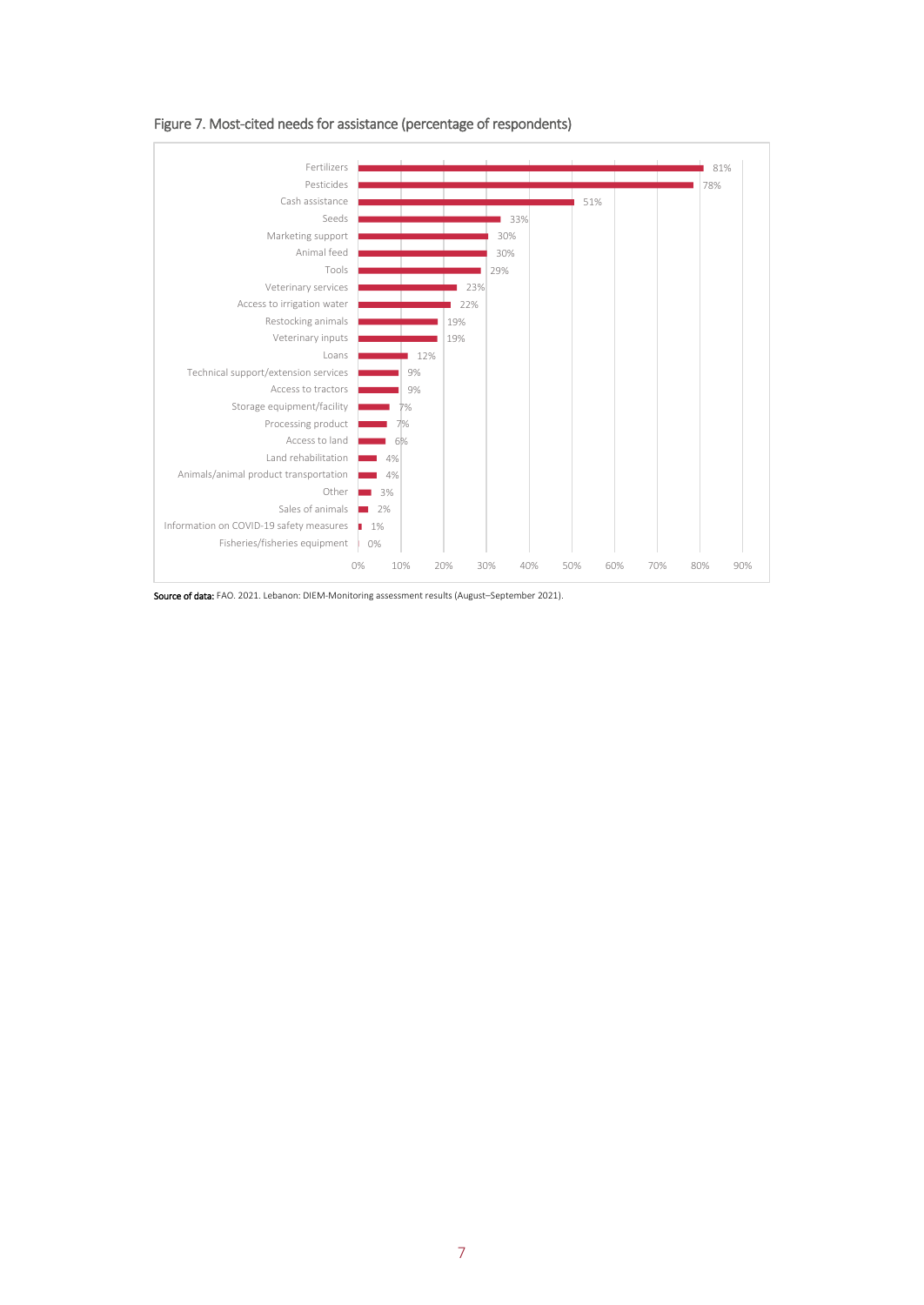Figure 7. Most-cited needs for assistance (percentage of respondents)

| Need | Percentage of respondents |
| --- | --- |
| Fertilizers | 81% |
| Pesticides | 78% |
| Cash assistance | 51% |
| Seeds | 33% |
| Marketing support | 30% |
| Animal feed | 30% |
| Tools | 29% |
| Veterinary services | 23% |
| Access to irrigation water | 22% |
| Restocking animals | 19% |
| Veterinary inputs | 19% |
| Loans | 12% |
| Technical support/extension services | 9% |
| Access to tractors | 9% |
| Storage equipment/facility | 7% |
| Processing product | 7% |
| Access to land | 6% |
| Land rehabilitation | 4% |
| Animals/animal product transportation | 4% |
| Other | 3% |
| Sales of animals | 2% |
| Information on COVID-19 safety measures | 1% |
| Fisheries/fisheries equipment | 0% |

**Source of data:** FAO. 2021. Lebanon: DIEM-Monitoring assessment results (August–September 2021).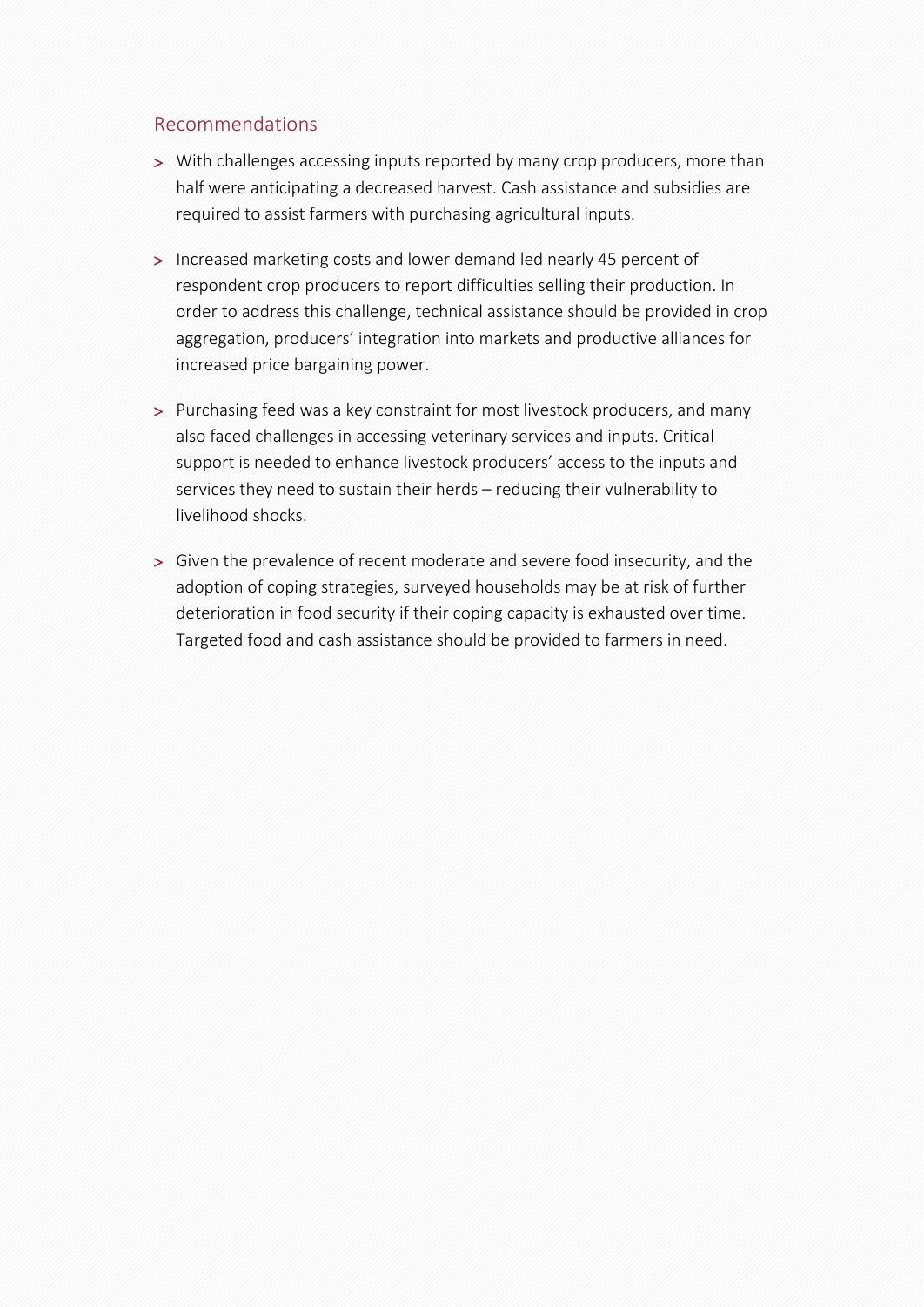## Recommendations

- With challenges accessing inputs reported by many crop producers, more than half were anticipating a decreased harvest. Cash assistance and subsidies are required to assist farmers with purchasing agricultural inputs.

- Increased marketing costs and lower demand led nearly 45 percent of respondent crop producers to report difficulties selling their production. In order to address this challenge, technical assistance should be provided in crop aggregation, producers' integration into markets and productive alliances for increased price bargaining power.

- Purchasing feed was a key constraint for most livestock producers, and many also faced challenges in accessing veterinary services and inputs. Critical support is needed to enhance livestock producers' access to the inputs and services they need to sustain their herds – reducing their vulnerability to livelihood shocks.

- Given the prevalence of recent moderate and severe food insecurity, and the adoption of coping strategies, surveyed households may be at risk of further deterioration in food security if their coping capacity is exhausted over time. Targeted food and cash assistance should be provided to farmers in need.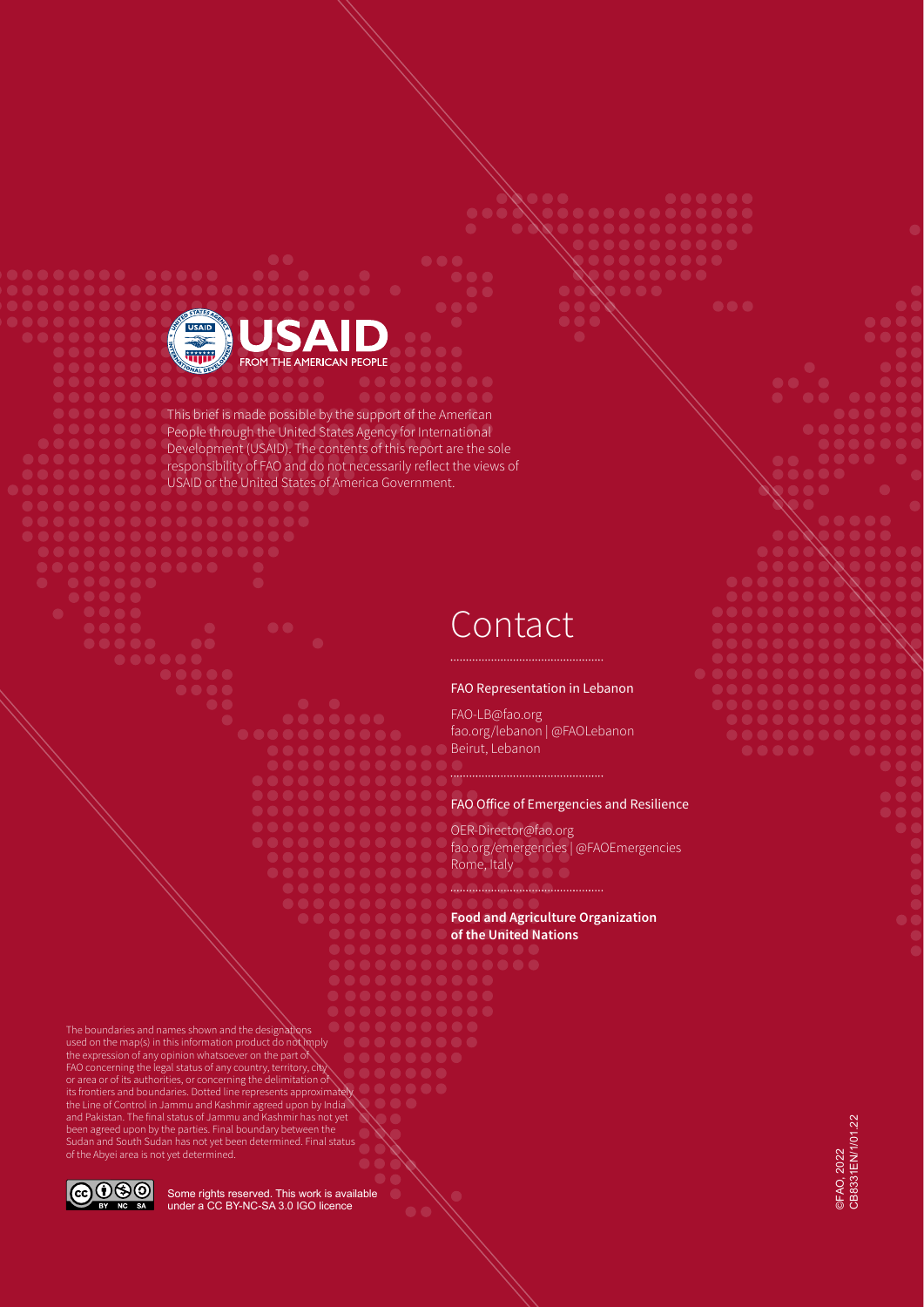USAID
FROM THE AMERICAN PEOPLE

This brief is made possible by the support of the American People through the United States Agency for International Development (USAID). The contents of this report are the sole responsibility of FAO and do not necessarily reflect the views of USAID or the United States of America Government.

# Contact

FAO Representation in Lebanon

FAO-LB@fao.org
fao.org/lebanon | @FAOLebanon
Beirut, Lebanon

FAO Office of Emergencies and Resilience

OER-Director@fao.org
fao.org/emergencies | @FAOEmergencies
Rome, Italy

**Food and Agriculture Organization of the United Nations**

The boundaries and names shown and the designations used on the map(s) in this information product do not imply the expression of any opinion whatsoever on the part of FAO concerning the legal status of any country, territory, city or area or of its authorities, or concerning the delimitation of its frontiers and boundaries. Dotted line represents approximately the Line of Control in Jammu and Kashmir agreed upon by India and Pakistan. The final status of Jammu and Kashmir has not yet been agreed upon by the parties. Final boundary between the Sudan and South Sudan has not yet been determined. Final status of the Abyei area is not yet determined.

Some rights reserved. This work is available under a CC BY-NC-SA 3.0 IGO licence

©FAO, 2022
CB8331EN/1/01.22